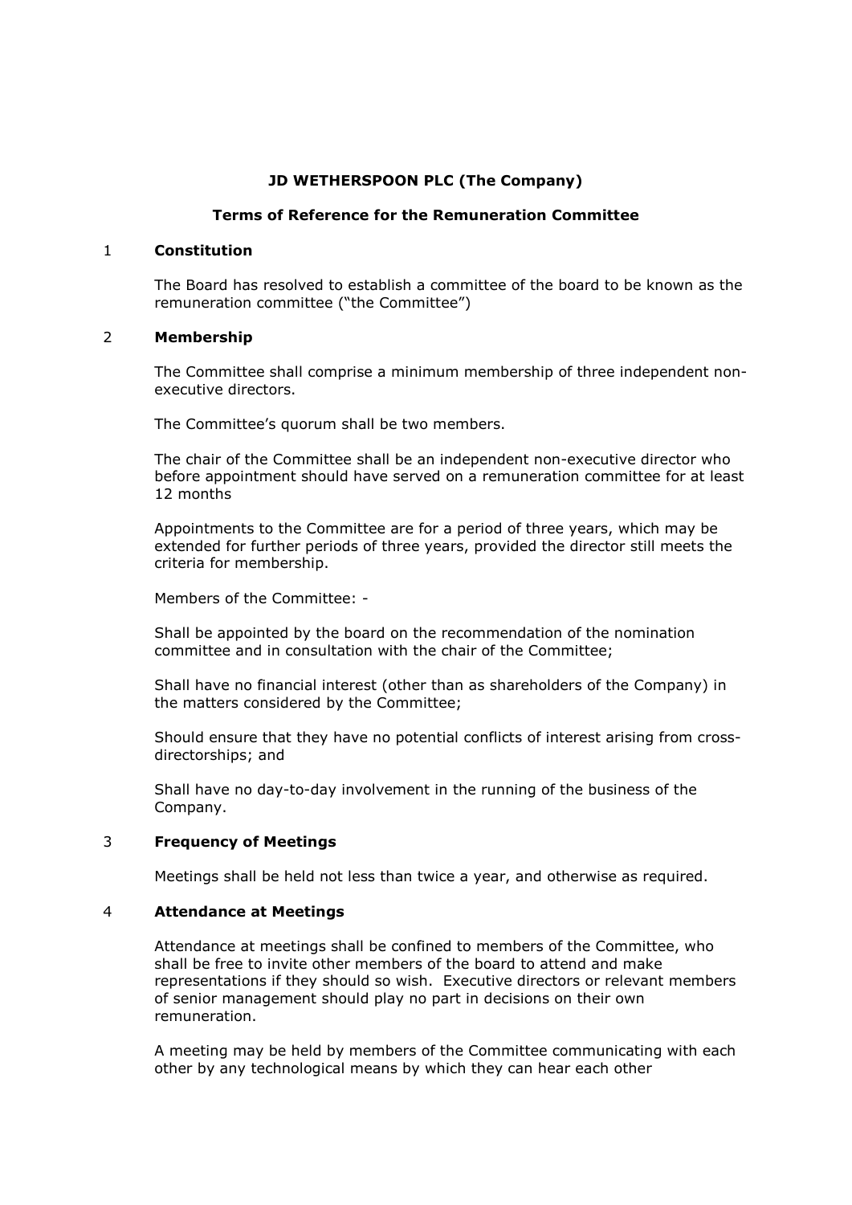**JD WETHERSPOON PLC (The Company)**

**Terms of Reference for the Remuneration Committee**

## 1 Constitution

The Board has resolved to establish a committee of the board to be known as the remuneration committee ("the Committee")

## 2 Membership

The Committee shall comprise a minimum membership of three independent non-executive directors.

The Committee's quorum shall be two members.

The chair of the Committee shall be an independent non-executive director who before appointment should have served on a remuneration committee for at least 12 months

Appointments to the Committee are for a period of three years, which may be extended for further periods of three years, provided the director still meets the criteria for membership.

Members of the Committee: -

Shall be appointed by the board on the recommendation of the nomination committee and in consultation with the chair of the Committee;

Shall have no financial interest (other than as shareholders of the Company) in the matters considered by the Committee;

Should ensure that they have no potential conflicts of interest arising from cross-directorships; and

Shall have no day-to-day involvement in the running of the business of the Company.

## 3 Frequency of Meetings

Meetings shall be held not less than twice a year, and otherwise as required.

## 4 Attendance at Meetings

Attendance at meetings shall be confined to members of the Committee, who shall be free to invite other members of the board to attend and make representations if they should so wish. Executive directors or relevant members of senior management should play no part in decisions on their own remuneration.

A meeting may be held by members of the Committee communicating with each other by any technological means by which they can hear each other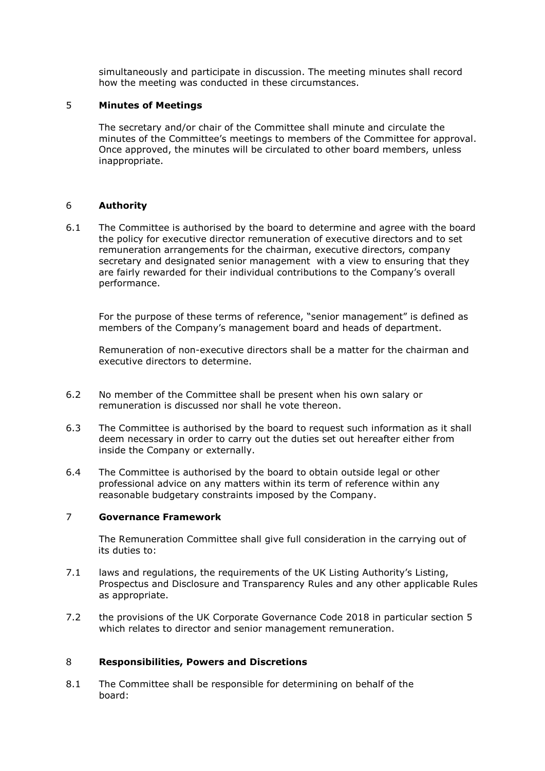simultaneously and participate in discussion. The meeting minutes shall record how the meeting was conducted in these circumstances.

## 5 Minutes of Meetings

The secretary and/or chair of the Committee shall minute and circulate the minutes of the Committee's meetings to members of the Committee for approval. Once approved, the minutes will be circulated to other board members, unless inappropriate.

## 6 Authority

6.1 The Committee is authorised by the board to determine and agree with the board the policy for executive director remuneration of executive directors and to set remuneration arrangements for the chairman, executive directors, company secretary and designated senior management with a view to ensuring that they are fairly rewarded for their individual contributions to the Company's overall performance.

For the purpose of these terms of reference, "senior management" is defined as members of the Company's management board and heads of department.

Remuneration of non-executive directors shall be a matter for the chairman and executive directors to determine.

6.2 No member of the Committee shall be present when his own salary or remuneration is discussed nor shall he vote thereon.

6.3 The Committee is authorised by the board to request such information as it shall deem necessary in order to carry out the duties set out hereafter either from inside the Company or externally.

6.4 The Committee is authorised by the board to obtain outside legal or other professional advice on any matters within its term of reference within any reasonable budgetary constraints imposed by the Company.

## 7 Governance Framework

The Remuneration Committee shall give full consideration in the carrying out of its duties to:

7.1 laws and regulations, the requirements of the UK Listing Authority's Listing, Prospectus and Disclosure and Transparency Rules and any other applicable Rules as appropriate.

7.2 the provisions of the UK Corporate Governance Code 2018 in particular section 5 which relates to director and senior management remuneration.

## 8 Responsibilities, Powers and Discretions

8.1 The Committee shall be responsible for determining on behalf of the board: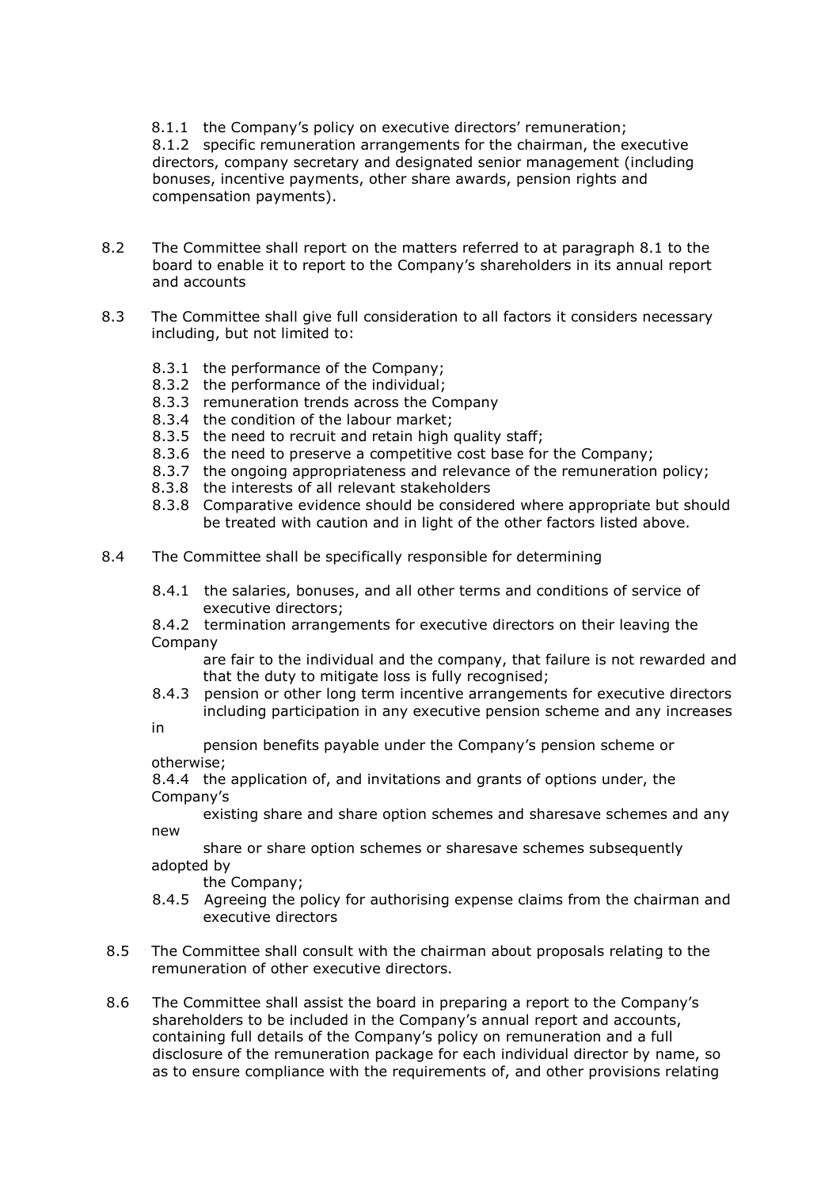8.1.1 the Company's policy on executive directors' remuneration;
8.1.2 specific remuneration arrangements for the chairman, the executive directors, company secretary and designated senior management (including bonuses, incentive payments, other share awards, pension rights and compensation payments).

8.2 The Committee shall report on the matters referred to at paragraph 8.1 to the board to enable it to report to the Company's shareholders in its annual report and accounts

8.3 The Committee shall give full consideration to all factors it considers necessary including, but not limited to:

8.3.1 the performance of the Company;
8.3.2 the performance of the individual;
8.3.3 remuneration trends across the Company
8.3.4 the condition of the labour market;
8.3.5 the need to recruit and retain high quality staff;
8.3.6 the need to preserve a competitive cost base for the Company;
8.3.7 the ongoing appropriateness and relevance of the remuneration policy;
8.3.8 the interests of all relevant stakeholders
8.3.8 Comparative evidence should be considered where appropriate but should be treated with caution and in light of the other factors listed above.

8.4 The Committee shall be specifically responsible for determining

8.4.1 the salaries, bonuses, and all other terms and conditions of service of executive directors;
8.4.2 termination arrangements for executive directors on their leaving the Company are fair to the individual and the company, that failure is not rewarded and that the duty to mitigate loss is fully recognised;
8.4.3 pension or other long term incentive arrangements for executive directors including participation in any executive pension scheme and any increases in pension benefits payable under the Company's pension scheme or otherwise;
8.4.4 the application of, and invitations and grants of options under, the Company's existing share and share option schemes and sharesave schemes and any new share or share option schemes or sharesave schemes subsequently adopted by the Company;
8.4.5 Agreeing the policy for authorising expense claims from the chairman and executive directors

8.5 The Committee shall consult with the chairman about proposals relating to the remuneration of other executive directors.

8.6 The Committee shall assist the board in preparing a report to the Company's shareholders to be included in the Company's annual report and accounts, containing full details of the Company's policy on remuneration and a full disclosure of the remuneration package for each individual director by name, so as to ensure compliance with the requirements of, and other provisions relating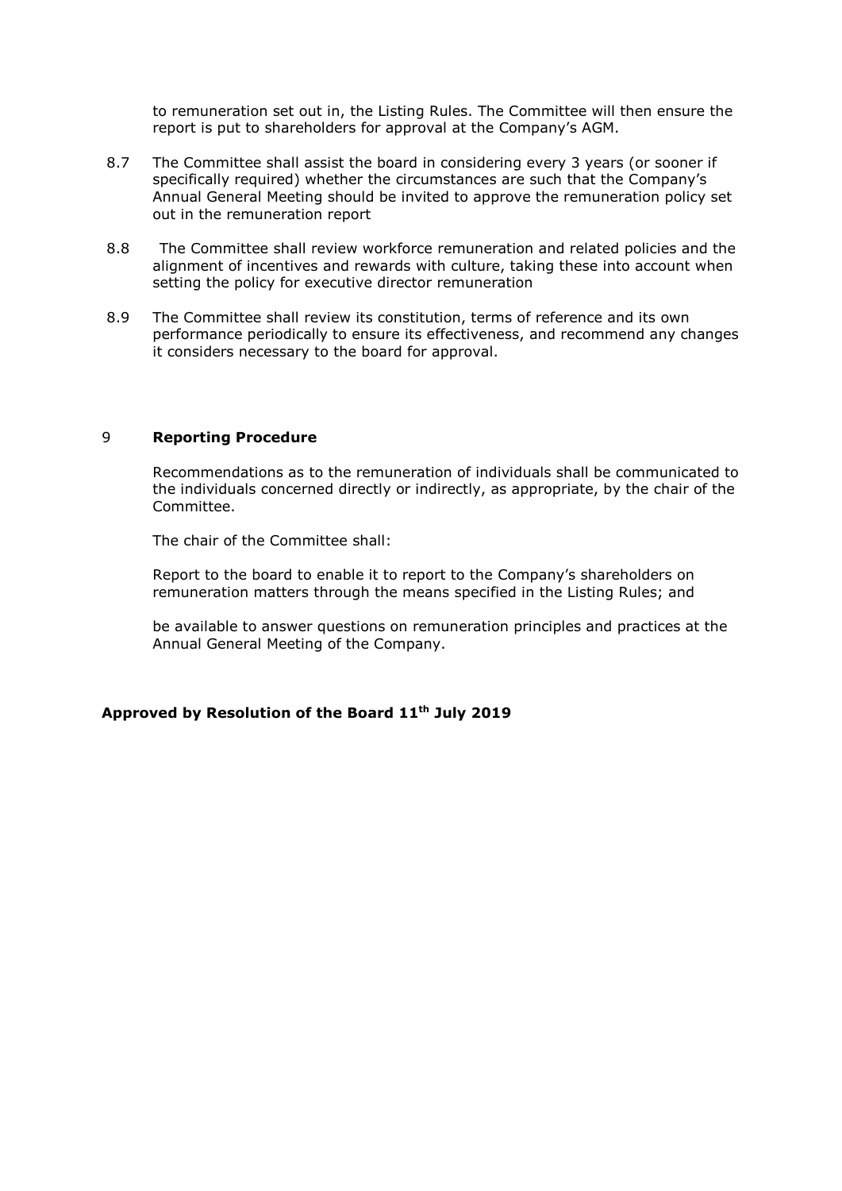to remuneration set out in, the Listing Rules. The Committee will then ensure the report is put to shareholders for approval at the Company's AGM.

8.7 The Committee shall assist the board in considering every 3 years (or sooner if specifically required) whether the circumstances are such that the Company's Annual General Meeting should be invited to approve the remuneration policy set out in the remuneration report

8.8 The Committee shall review workforce remuneration and related policies and the alignment of incentives and rewards with culture, taking these into account when setting the policy for executive director remuneration

8.9 The Committee shall review its constitution, terms of reference and its own performance periodically to ensure its effectiveness, and recommend any changes it considers necessary to the board for approval.

## 9 **Reporting Procedure**

Recommendations as to the remuneration of individuals shall be communicated to the individuals concerned directly or indirectly, as appropriate, by the chair of the Committee.

The chair of the Committee shall:

Report to the board to enable it to report to the Company's shareholders on remuneration matters through the means specified in the Listing Rules; and

be available to answer questions on remuneration principles and practices at the Annual General Meeting of the Company.

**Approved by Resolution of the Board 11th July 2019**